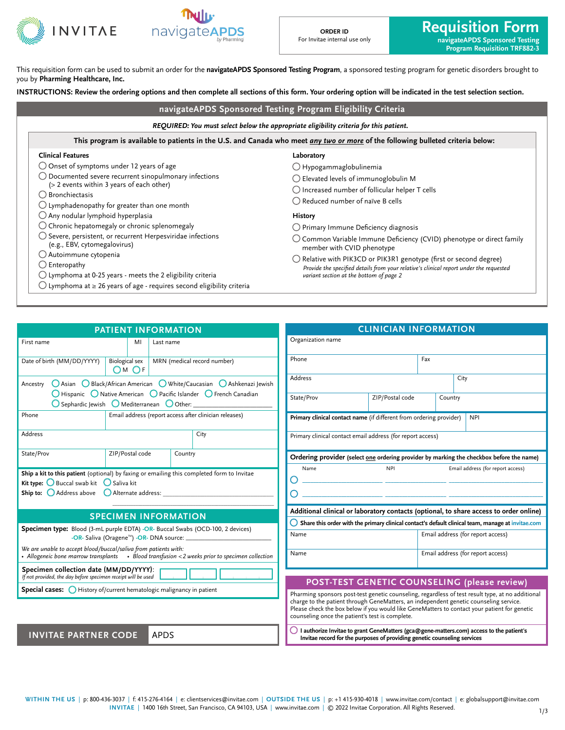INVITAE | navigateAPDS by Pharming

**ORDER ID**
For Invitae internal use only

# Requisition Form

**navigateAPDS Sponsored Testing Program Requisition TRF882-3**

This requisition form can be used to submit an order for the **navigateAPDS Sponsored Testing Program**, a sponsored testing program for genetic disorders brought to you by **Pharming Healthcare, Inc.**

**INSTRUCTIONS: Review the ordering options and then complete all sections of this form. Your ordering option will be indicated in the test selection section.**

## navigateAPDS Sponsored Testing Program Eligibility Criteria

***REQUIRED: You must select below the appropriate eligibility criteria for this patient.***

**This program is available to patients in the U.S. and Canada who meet *any two or more* of the following bulleted criteria below:**

**Clinical Features**
- ◯ Onset of symptoms under 12 years of age
- ◯ Documented severe recurrent sinopulmonary infections (> 2 events within 3 years of each other)
- ◯ Bronchiectasis
- ◯ Lymphadenopathy for greater than one month
- ◯ Any nodular lymphoid hyperplasia
- ◯ Chronic hepatomegaly or chronic splenomegaly
- ◯ Severe, persistent, or recurrent Herpesviridae infections (e.g., EBV, cytomegalovirus)
- ◯ Autoimmune cytopenia
- ◯ Enteropathy
- ◯ Lymphoma at 0-25 years - meets the 2 eligibility criteria
- ◯ Lymphoma at ≥ 26 years of age - requires second eligibility criteria

**Laboratory**
- ◯ Hypogammaglobulinemia
- ◯ Elevated levels of immunoglobulin M
- ◯ Increased number of follicular helper T cells
- ◯ Reduced number of naïve B cells

**History**
- ◯ Primary Immune Deficiency diagnosis
- ◯ Common Variable Immune Deficiency (CVID) phenotype or direct family member with CVID phenotype
- ◯ Relative with PIK3CD or PIK3R1 genotype (first or second degree)
  *Provide the specified details from your relative's clinical report under the requested variant section at the bottom of page 2*

## PATIENT INFORMATION

| First name | MI | Last name |
|---|---|---|
| Date of birth (MM/DD/YYYY) | Biological sex ◯ M ◯ F | MRN (medical record number) |

Ancestry ◯ Asian ◯ Black/African American ◯ White/Caucasian ◯ Ashkenazi Jewish ◯ Hispanic ◯ Native American ◯ Pacific Islander ◯ French Canadian ◯ Sephardic Jewish ◯ Mediterranean ◯ Other: ____________

| Phone | Email address (report access after clinician releases) | |
|---|---|---|
| Address | | City |
| State/Prov | ZIP/Postal code | Country |

**Ship a kit to this patient** (optional) by faxing or emailing this completed form to Invitae
**Kit type:** ◯ Buccal swab kit ◯ Saliva kit
**Ship to:** ◯ Address above ◯ Alternate address: ____________

## SPECIMEN INFORMATION

**Specimen type:** Blood (3-mL purple EDTA) **-OR-** Buccal Swabs (OCD-100, 2 devices) **-OR-** Saliva (Oragene™) **-OR-** DNA source: ____________

*We are unable to accept blood/buccal/saliva from patients with:*
- *Allogeneic bone marrow transplants*
- *Blood transfusion <2 weeks prior to specimen collection*

**Specimen collection date (MM/DD/YYYY):** ___ / ___ / ___
*If not provided, the day before specimen receipt will be used*

**Special cases:** ◯ History of/current hematologic malignancy in patient

## INVITAE PARTNER CODE

APDS

## CLINICIAN INFORMATION

| Organization name | | |
|---|---|---|
| Phone | Fax | |
| Address | | City |
| State/Prov | ZIP/Postal code | Country |

| **Primary clinical contact name** (if different from ordering provider) | NPI |
|---|---|
| Primary clinical contact email address (for report access) | |

**Ordering provider** (select one ordering provider by marking the checkbox before the name)

| | Name | NPI | Email address (for report access) |
|---|---|---|---|
| ◯ | | | |
| ◯ | | | |

**Additional clinical or laboratory contacts (optional, to share access to order online)**

◯ **Share this order with the primary clinical contact's default clinical team, manage at invitae.com**

| Name | Email address (for report access) |
|---|---|
| Name | Email address (for report access) |

## POST-TEST GENETIC COUNSELING (please review)

Pharming sponsors post-test genetic counseling, regardless of test result type, at no additional charge to the patient through GeneMatters, an independent genetic counseling service. Please check the box below if you would like GeneMatters to contact your patient for genetic counseling once the patient's test is complete.

◯ **I authorize Invitae to grant GeneMatters (gca@gene-matters.com) access to the patient's Invitae record for the purposes of providing genetic counseling services**

**WITHIN THE US** | p: 800-436-3037 | f: 415-276-4164 | e: clientservices@invitae.com | **OUTSIDE THE US** | p: +1 415-930-4018 | www.invitae.com/contact | e: globalsupport@invitae.com
**INVITAE** | 1400 16th Street, San Francisco, CA 94103, USA | www.invitae.com | © 2022 Invitae Corporation. All Rights Reserved.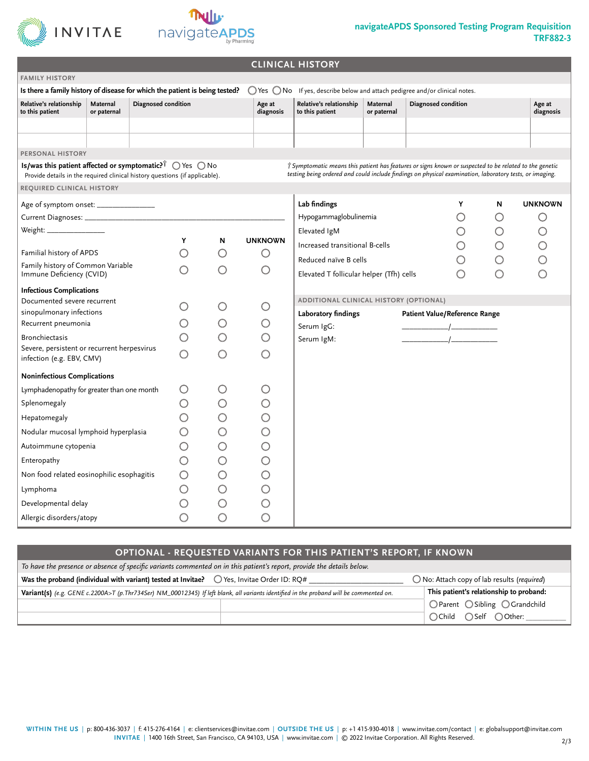**navigateAPDS Sponsored Testing Program Requisition**
**TRF882-3**

## CLINICAL HISTORY

### FAMILY HISTORY

**Is there a family history of disease for which the patient is being tested?** ◯ Yes ◯ No If yes, describe below and attach pedigree and/or clinical notes.

| Relative's relationship to this patient | Maternal or paternal | Diagnosed condition | Age at diagnosis | Relative's relationship to this patient | Maternal or paternal | Diagnosed condition | Age at diagnosis |
|---|---|---|---|---|---|---|---|
| | | | | | | | |
| | | | | | | | |

### PERSONAL HISTORY

**Is/was this patient affected or symptomatic?†** ◯ Yes ◯ No
Provide details in the required clinical history questions (if applicable).

*† Symptomatic means this patient has features or signs known or suspected to be related to the genetic testing being ordered and could include findings on physical examination, laboratory tests, or imaging.*

### REQUIRED CLINICAL HISTORY

Age of symptom onset: _______________

Current Diagnoses: ___________________________________________

Weight: _______________

| | Y | N | UNKNOWN |
|---|---|---|---|
| Familial history of APDS | ◯ | ◯ | ◯ |
| Family history of Common Variable Immune Deficiency (CVID) | ◯ | ◯ | ◯ |
| **Infectious Complications** | | | |
| Documented severe recurrent sinopulmonary infections | ◯ | ◯ | ◯ |
| Recurrent pneumonia | ◯ | ◯ | ◯ |
| Bronchiectasis | ◯ | ◯ | ◯ |
| Severe, persistent or recurrent herpesvirus infection (e.g. EBV, CMV) | ◯ | ◯ | ◯ |
| **Noninfectious Complications** | | | |
| Lymphadenopathy for greater than one month | ◯ | ◯ | ◯ |
| Splenomegaly | ◯ | ◯ | ◯ |
| Hepatomegaly | ◯ | ◯ | ◯ |
| Nodular mucosal lymphoid hyperplasia | ◯ | ◯ | ◯ |
| Autoimmune cytopenia | ◯ | ◯ | ◯ |
| Enteropathy | ◯ | ◯ | ◯ |
| Non food related eosinophilic esophagitis | ◯ | ◯ | ◯ |
| Lymphoma | ◯ | ◯ | ◯ |
| Developmental delay | ◯ | ◯ | ◯ |
| Allergic disorders/atopy | ◯ | ◯ | ◯ |

| **Lab findings** | Y | N | UNKNOWN |
|---|---|---|---|
| Hypogammaglobulinemia | ◯ | ◯ | ◯ |
| Elevated IgM | ◯ | ◯ | ◯ |
| Increased transitional B-cells | ◯ | ◯ | ◯ |
| Reduced naïve B cells | ◯ | ◯ | ◯ |
| Elevated T follicular helper (Tfh) cells | ◯ | ◯ | ◯ |

### ADDITIONAL CLINICAL HISTORY (OPTIONAL)

| **Laboratory findings** | **Patient Value/Reference Range** |
|---|---|
| Serum IgG: | ___________/___________ |
| Serum IgM: | ___________/___________ |

## OPTIONAL - REQUESTED VARIANTS FOR THIS PATIENT'S REPORT, IF KNOWN

*To have the presence or absence of specific variants commented on in this patient's report, provide the details below.*

**Was the proband (individual with variant) tested at Invitae?** ◯ Yes, Invitae Order ID: RQ# ______________________ ◯ No: Attach copy of lab results (*required*)

**Variant(s)** *(e.g. GENE c.2200A>T (p.Thr734Ser) NM_00012345) If left blank, all variants identified in the proband will be commented on.*

| | |
|---|---|
| | |
| | |

**This patient's relationship to proband:**
◯ Parent ◯ Sibling ◯ Grandchild
◯ Child ◯ Self ◯ Other: __________

**WITHIN THE US** | p: 800-436-3037 | f: 415-276-4164 | e: clientservices@invitae.com | **OUTSIDE THE US** | p: +1 415-930-4018 | www.invitae.com/contact | e: globalsupport@invitae.com
**INVITAE** | 1400 16th Street, San Francisco, CA 94103, USA | www.invitae.com | © 2022 Invitae Corporation. All Rights Reserved.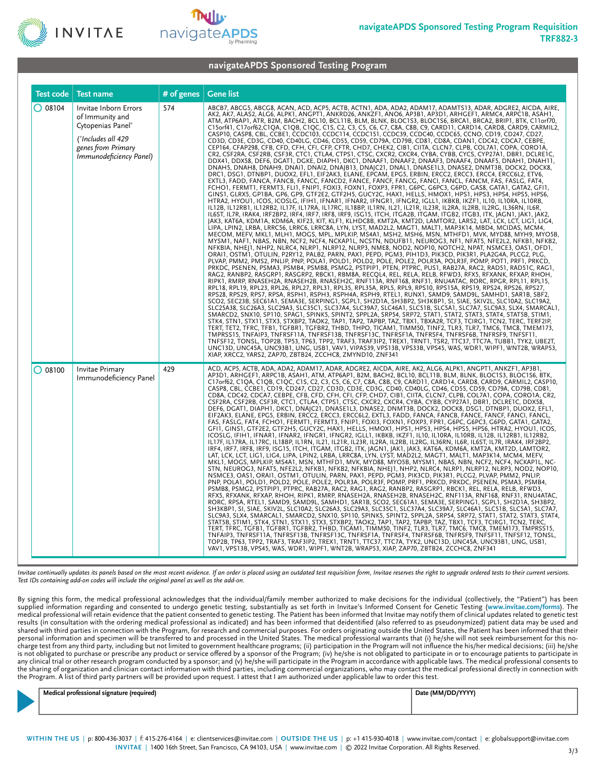navigateAPDS Sponsored Testing Program Requisition
TRF882-3

## navigateAPDS Sponsored Testing Program

| Test code | Test name | # of genes | Gene list |
|---|---|---|---|
| ○ 08104 | Invitae Inborn Errors of Immunity and Cytopenias Panel* (*Includes all 429 genes from Primary Immunodeficiency Panel) | 574 | ABCB7, ABCG5, ABCG8, ACAN, ACD, ACP5, ACTB, ACTN1, ADA, ADA2, ADAM17, ADAMTS13, ADAR, ADGRE2, AICDA, AIRE, AK2, AK7, ALAS2, ALG6, ALPK1, ANGPT1, ANKRD26, ANKZF1, ANO6, AP3B1, AP3D1, ARHGEF1, ARMC4, ARPC1B, ASAH1, ATM, ATP6AP1, ATR, B2M, BACH2, BCL10, BCL11B, BLM, BLNK, BLOC1S3, BLOC1S6, BRCA1, BRCA2, BRIP1, BTK, C11orf70, C15orf41, C17orf62,C1QA, C1QB, C1QC, C1S, C2, C3, C5, C6, C7, C8A, C8B, C9, CARD11, CARD14, CARD8, CARD9, CARMIL2, CASP10, CASP8, CBL, CCBE1, CCDC103, CCDC114, CCDC151, CCDC39, CCDC40, CCDC65, CCNO, CD19, CD247, CD27, CD3D, CD3E, CD3G, CD40, CD40LG, CD46, CD55, CD59, CD79A, CD79B, CD81, CD8A, CDAN1, CDC42, CDCA7, CEBPE, CEP164, CFAP298, CFB, CFD, CFH, CFI, CFP, CFTR, CHD7, CHEK2, CIB1, CIITA, CLCN7, CLPB, COL7A1, COPA, CORO1A, CR2, CSF2RA, CSF2RB, CSF3R, CTC1, CTLA4, CTPS1, CTSC, CXCR2, CXCR4, CYBA, CYBB, CYCS, CYP27A1, DBR1, DCLRE1C, DDX41, DDX58, DEF6, DGAT1, DGKE, DIAPH1, DKC1, DNAAF1, DNAAF2, DNAAF4, DNAAF5, DNAH1, DNAH11, DNAH5, DNAH8, DNAH9, DNAI1, DNAI2, DNAJB13, DNAJC21, DNAL1, DNASE1L3, DNASE2, DNMT3B, DOCK2, DOCK8, DRC1, DSG1, DTNBP1, DUOX2, EFL1, EIF2AK3, ELANE, EPCAM, EPG5, ERBIN, ERCC2, ERCC3, ERCC4, ERCC6L2, ETV6, EXTL3, FADD, FANCA, FANCB, FANCC, FANCD2, FANCE, FANCF, FANCG, FANCI, FANCL, FANCM, FAS, FASLG, FAT4, FCHO1, FERMT1, FERMT3, FLI1, FNIP1, FOXI3, FOXN1, FOXP3, FPR1, G6PC, G6PC3, G6PD, GAS8, GATA1, GATA2, GFI1, GINS1, GLRX5, GP1BA, GP6, GP9, GTF2E2, GTF2H5, GUCY2C, HAX1, HELLS, HMOX1, HPS1, HPS3, HPS4, HPS5, HPS6, HTRA2, HYOU1, ICOS, ICOSLG, IFIH1, IFNAR1, IFNAR2, IFNGR1, IFNGR2, IGLL1, IKBKB, IKZF1, IL10, IL10RA, IL10RB, IL12B, IL12RB1, IL12RB2, IL17F, IL17RA, IL17RC, IL18BP, IL1RN, IL21, IL21R, IL23R, IL2RA, IL2RB, IL2RG, IL36RN, IL6R, IL6ST, IL7R, IRAK4, IRF2BP2, IRF4, IRF7, IRF8, IRF9, ISG15, ITCH, ITGA2B, ITGAM, ITGB2, ITGB3, ITK, JAGN1, JAK1, JAK2, JAK3, KAT6A, KDM1A, KDM6A, KIF23, KIT, KLF1, KLHDC8B, KMT2A, KMT2D, LAMTOR2, LARS2, LAT, LCK, LCT, LIG1, LIG4, LIPA, LPIN2, LRBA, LRRC56, LRRC6, LRRC8A, LYN, LYST, MAD2L2, MAGT1, MALT1, MAP3K14, MBD4, MCIDAS, MCM4, MECOM, MEFV, MKL1, MLH1, MOGS, MPL, MPLKIP, MS4A1, MSH2, MSH6, MSN, MTHFD1, MVK, MYD88, MYH9, MYO5B, MYSM1, NAF1, NBAS, NBN, NCF2, NCF4, NCKAP1L, NCSTN, NDUFB11, NEUROG3, NF1, NFAT5, NFE2L2, NFKB1, NFKB2, NFKBIA, NHEJ1, NHP2, NLRC4, NLRP1, NLRP12, NLRP3, NME8, NOD2, NOP10, NOTCH2, NPAT, NSMCE3, OAS1, OFD1, ORAI1, OSTM1, OTULIN, P2RY12, PALB2, PARN, PAX1, PEPD, PGM3, PIH1D3, PIK3CD, PIK3R1, PLA2G4A, PLCG2, PLG, PLVAP, PMM2, PMS2, PNLIP, PNP, POLA1, POLD1, POLD2, POLE, POLE2, POLR3A, POLR3F, POMP, POT1, PRF1, PRKCD, PRKDC, PSENEN, PSMA3, PSMB4, PSMB8, PSMG2, PSTPIP1, PTEN, PTPRC, PUS1, RAB27A, RAC2, RAD51, RAD51C, RAG1, RAG2, RANBP2, RASGRP1, RASGRP2, RBCK1, RBM8A, RECQL4, REL, RELA, RELB, RFWD3, RFX5, RFXANK, RFXAP, RHOH, RIPK1, RMRP, RNASEH2A, RNASEH2B, RNASEH2C, RNF113A, RNF168, RNF31, RNU4ATAC, RORC, RPGR, RPL11, RPL15, RPL18, RPL19, RPL23, RPL26, RPL27, RPL31, RPL35, RPL35A, RPL5, RPL9, RPS10, RPS15A, RPS19, RPS24, RPS26, RPS27, RPS28, RPS29, RPS7, RPSA, RSPH1, RSPH3, RSPH4A, RSPH9, RTEL1, RUNX1, SAMD9, SAMD9L, SAMHD1, SAR1B, SBF2, SCO2, SEC23B, SEC61A1, SEMA3E, SERPING1, SGPL1, SH2D1A, SH3BP2, SH3KBP1, SI, SIAE, SKIV2L, SLC10A2, SLC19A2, SLC25A38, SLC26A3, SLC29A3, SLC35C1, SLC37A4, SLC39A7, SLC46A1, SLC51B, SLC5A1, SLC7A7, SLC9A3, SLX4, SMARCAL1, SMARCD2, SNX10, SP110, SPAG1, SPINK5, SPINT2, SPPL2A, SRP54, SRP72, STAT1, STAT2, STAT3, STAT4, STAT5B, STIM1, STK4, STN1, STX11, STX3, STXBP2, TAOK2, TAP1, TAP2, TAPBP, TAZ, TBX1, TBXA2R, TCF3, TCIRG1, TCN2, TERC, TERF2IP, TERT, TET2, TFRC, TFB1, TGFBR1, TGFBR2, THBD, THPO, TICAM1, TIMM50, TINF2, TLR3, TLR7, TMC6, TMC8, TMEM173, TMPRSS15, TNFAIP3, TNFRSF11A, TNFRSF13B, TNFRSF13C, TNFRSF1A, TNFRSF4, TNFRSF6B, TNFRSF9, TNFSF11, TNFSF12, TONSL, TOP2B, TP53, TP63, TPP2, TRAF3, TRAF3IP2, TREX1, TRNT1, TSR2, TTC37, TTC7A, TUBB1, TYK2, UBE2T, UNC13D, UNC45A, UNC93B1, UNG, USB1, VAV1, VIPAS39, VPS13B, VPS33B, VPS45, WAS, WDR1, WIPF1, WNT2B, WRAP53, XIAP, XRCC2, YARS2, ZAP70, ZBTB24, ZCCHC8, ZMYND10, ZNF341 |
| ○ 08100 | Invitae Primary Immunodeficiency Panel | 429 | ACD, ACP5, ACTB, ADA, ADA2, ADAM17, ADAR, ADGRE2, AICDA, AIRE, AK2, ALG6, ALPK1, ANGPT1, ANKZF1, AP3B1, AP3D1, ARHGEF1, ARPC1B, ASAH1, ATM, ATP6AP1, B2M, BACH2, BCL10, BCL11B, BLM, BLNK, BLOC1S3, BLOC1S6, BTK, C17orf62, C1QA, C1QB, C1QC, C1S, C2, C3, C5, C6, C7, C8A, C8B, C9, CARD11, CARD14, CARD8, CARD9, CARMIL2, CASP10, CASP8, CBL, CCBE1, CD19, CD247, CD27, CD3D, CD3E, CD3G, CD40, CD40LG, CD46, CD55, CD59, CD79A, CD79B, CD81, CD8A, CDC42, CDCA7, CEBPE, CFB, CFD, CFH, CFI, CFP, CHD7, CIB1, CIITA, CLCN7, CLPB, COL7A1, COPA, CORO1A, CR2, CSF2RA, CSF2RB, CSF3R, CTC1, CTLA4, CTPS1, CTSC, CXCR2, CXCR4, CYBA, CYBB, CYP27A1, DBR1, DCLRE1C, DDX58, DEF6, DGAT1, DIAPH1, DKC1, DNAJC21, DNASE1L3, DNASE2, DNMT3B, DOCK2, DOCK8, DSG1, DTNBP1, DUOX2, EFL1, EIF2AK3, ELANE, EPG5, ERBIN, ERCC2, ERCC3, ERCC6L2, EXTL3, FADD, FANCA, FANCB, FANCE, FANCF, FANCI, FANCL, FAS, FASLG, FAT4, FCHO1, FERMT1, FERMT3, FNIP1, FOXI3, FOXN1, FOXP3, FPR1, G6PC, G6PC3, G6PD, GATA1, GATA2, GFI1, GINS1, GTF2E2, GTF2H5, GUCY2C, HAX1, HELLS, HMOX1, HPS1, HPS3, HPS4, HPS5, HPS6, HTRA2, HYOU1, ICOS, ICOSLG, IFIH1, IFNAR1, IFNAR2, IFNGR1, IFNGR2, IGLL1, IKBKB, IKZF1, IL10, IL10RA, IL10RB, IL12B, IL12RB1, IL12RB2, IL17F, IL17RA, IL17RC, IL18BP, IL1RN, IL21, IL21R, IL23R, IL2RA, IL2RB, IL2RG, IL36RN, IL6R, IL6ST, IL7R, IRAK4, IRF2BP2, IRF4, IRF7, IRF8, IRF9, ISG15, ITCH, ITGAM, ITGB2, ITK, JAGN1, JAK1, JAK3, KAT6A, KDM6A, KMT2A, KMT2D, LAMTOR2, LAT, LCK, LCT, LIG1, LIG4, LIPA, LPIN2, LRBA, LRRC8A, LYN, LYST, MAD2L2, MAGT1, MALT1, MAP3K14, MCM4, MEFV, MKL1, MOGS, MPLKIP, MS4A1, MSN, MTHFD1, MVK, MYD88, MYO5B, MYSM1, NBAS, NBN, NCF2, NCF4, NCKAP1L, NCSTN, NEUROG3, NFAT5, NFE2L2, NFKB1, NFKB2, NFKBIA, NHEJ1, NHP2, NLRC4, NLRP1, NLRP12, NLRP3, NOD2, NOP10, NSMCE3, OAS1, ORAI1, OSTM1, OTULIN, PARN, PAX1, PEPD, PGM3, PIK3CD, PIK3R1, PLCG2, PLVAP, PMM2, PNLIP, PNP, POLA1, POLD1, POLD2, POLE, POLE2, POLR3A, POLR3F, POMP, PRF1, PRKCD, PRKDC, PSENEN, PSMA3, PSMB4, PSMB8, PSMG2, PSTPIP1, PTPRC, RAB27A, RAC2, RAG1, RAG2, RANBP2, RASGRP1, RBCK1, REL, RELA, RELB, RFWD3, RFX5, RFXANK, RFXAP, RHOH, RIPK1, RMRP, RNASEH2A, RNASEH2B, RNASEH2C, RNF113A, RNF168, RNF31, RNU4ATAC, RORC, RPSA, RTEL1, SAMD9, SAMD9L, SAMHD1, SAR1B, SCO2, SEC61A1, SEMA3E, SERPING1, SGPL1, SH2D1A, SH3BP2, SH3KBP1, SI, SIAE, SKIV2L, SLC10A2, SLC26A3, SLC29A3, SLC35C1, SLC37A4, SLC39A7, SLC46A1, SLC51B, SLC5A1, SLC7A7, SLC9A3, SLX4, SMARCAL1, SMARCD2, SNX10, SP110, SPINK5, SPINT2, SPPL2A, SRP54, SRP72, STAT1, STAT2, STAT3, STAT4, STAT5B, STIM1, STK4, STN1, STX11, STX3, STXBP2, TAOK2, TAP1, TAP2, TAPBP, TAZ, TBX1, TCF3, TCIRG1, TCN2, TERC, TERT, TFRC, TGFB1, TGFBR1, TGFBR2, THBD, TICAM1, TIMM50, TINF2, TLR3, TLR7, TMC6, TMC8, TMEM173, TMPRSS15, TNFAIP3, TNFRSF11A, TNFRSF13B, TNFRSF13C, TNFRSF1A, TNFRSF4, TNFRSF6B, TNFRSF9, TNFSF11, TNFSF12, TONSL, TOP2B, TP63, TPP2, TRAF3, TRAF3IP2, TREX1, TRNT1, TTC37, TTC7A, TYK2, UNC13D, UNC45A, UNC93B1, UNG, USB1, VAV1, VPS13B, VPS45, WAS, WDR1, WIPF1, WNT2B, WRAP53, XIAP, ZAP70, ZBTB24, ZCCHC8, ZNF341 |

*Invitae continually updates its panels based on the most recent evidence. If an order is placed using an outdated test requisition form, Invitae reserves the right to upgrade ordered tests to their current versions. Test IDs containing add-on codes will include the original panel as well as the add-on.*

By signing this form, the medical professional acknowledges that the individual/family member authorized to make decisions for the individual (collectively, the "Patient") has been supplied information regarding and consented to undergo genetic testing, substantially as set forth in Invitae's Informed Consent for Genetic Testing (**www.invitae.com/forms**). The medical professional will retain evidence that the patient consented to genetic testing. The Patient has been informed that Invitae may notify them of clinical updates related to genetic test results (in consultation with the ordering medical professional as indicated) and has been informed that deidentified (also referred to as pseudonymized) patient data may be used and shared with third parties in connection with the Program, for research and commercial purposes. For orders originating outside the United States, the Patient has been informed that their personal information and specimen will be transferred to and processed in the United States. The medical professional warrants that (i) he/she will not seek reimbursement for this no-charge test from any third party, including but not limited to government healthcare programs; (ii) participation in the Program will not influence the his/her medical decisions; (iii) he/she is not obligated to purchase or prescribe any product or service offered by a sponsor of the Program; (iv) he/she is not obligated to participate in or to encourage patients to participate in any clinical trial or other research program conducted by a sponsor; and (v) he/she will participate in the Program in accordance with applicable laws. The medical professional consents to the sharing of organization and clinician contact information with third parties, including commercial organizations, who may contact the medical professional directly in connection with the Program. A list of third party partners will be provided upon request. I attest that I am authorized under applicable law to order this test.

| Medical professional signature (required) | Date (MM/DD/YYYY) |
|---|---|
| | |

**WITHIN THE US** | p: 800-436-3037 | f: 415-276-4164 | e: clientservices@invitae.com | **OUTSIDE THE US** | p: +1 415-930-4018 | www.invitae.com/contact | e: globalsupport@invitae.com
**INVITAE** | 1400 16th Street, San Francisco, CA 94103, USA | www.invitae.com | © 2022 Invitae Corporation. All Rights Reserved.